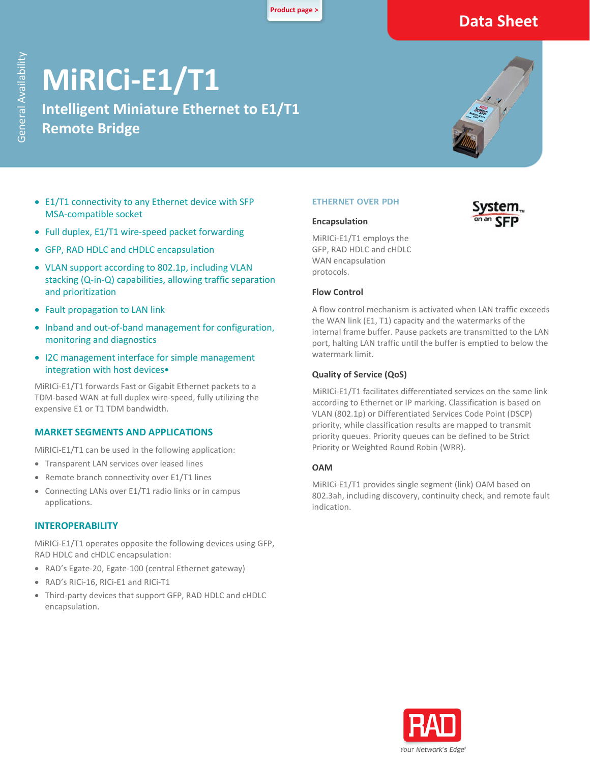Product page >

Data Sheet

General Availability

# MiRICi-E1/T1

## Intelligent Miniature Ethernet to E1/T1 Remote Bridge

- E1/T1 connectivity to any Ethernet device with SFP MSA-compatible socket
- Full duplex, E1/T1 wire-speed packet forwarding
- GFP, RAD HDLC and cHDLC encapsulation
- VLAN support according to 802.1p, including VLAN stacking (Q-in-Q) capabilities, allowing traffic separation and prioritization
- Fault propagation to LAN link
- Inband and out-of-band management for configuration, monitoring and diagnostics
- I2C management interface for simple management integration with host devices•

MiRICi-E1/T1 forwards Fast or Gigabit Ethernet packets to a TDM-based WAN at full duplex wire-speed, fully utilizing the expensive E1 or T1 TDM bandwidth.

### MARKET SEGMENTS AND APPLICATIONS

MiRICi-E1/T1 can be used in the following application:

- Transparent LAN services over leased lines
- Remote branch connectivity over E1/T1 lines
- Connecting LANs over E1/T1 radio links or in campus applications.

### INTEROPERABILITY

MiRICi-E1/T1 operates opposite the following devices using GFP, RAD HDLC and cHDLC encapsulation:

- RAD's Egate-20, Egate-100 (central Ethernet gateway)
- RAD's RICi-16, RICi-E1 and RICi-T1
- Third-party devices that support GFP, RAD HDLC and cHDLC encapsulation.

### ETHERNET OVER PDH

System on an SFP™

#### Encapsulation

MiRICi-E1/T1 employs the GFP, RAD HDLC and cHDLC WAN encapsulation protocols.

#### Flow Control

A flow control mechanism is activated when LAN traffic exceeds the WAN link (E1, T1) capacity and the watermarks of the internal frame buffer. Pause packets are transmitted to the LAN port, halting LAN traffic until the buffer is emptied to below the watermark limit.

#### Quality of Service (QoS)

MiRICi-E1/T1 facilitates differentiated services on the same link according to Ethernet or IP marking. Classification is based on VLAN (802.1p) or Differentiated Services Code Point (DSCP) priority, while classification results are mapped to transmit priority queues. Priority queues can be defined to be Strict Priority or Weighted Round Robin (WRR).

#### OAM

MiRICi-E1/T1 provides single segment (link) OAM based on 802.3ah, including discovery, continuity check, and remote fault indication.

RAD
Your Network's Edge®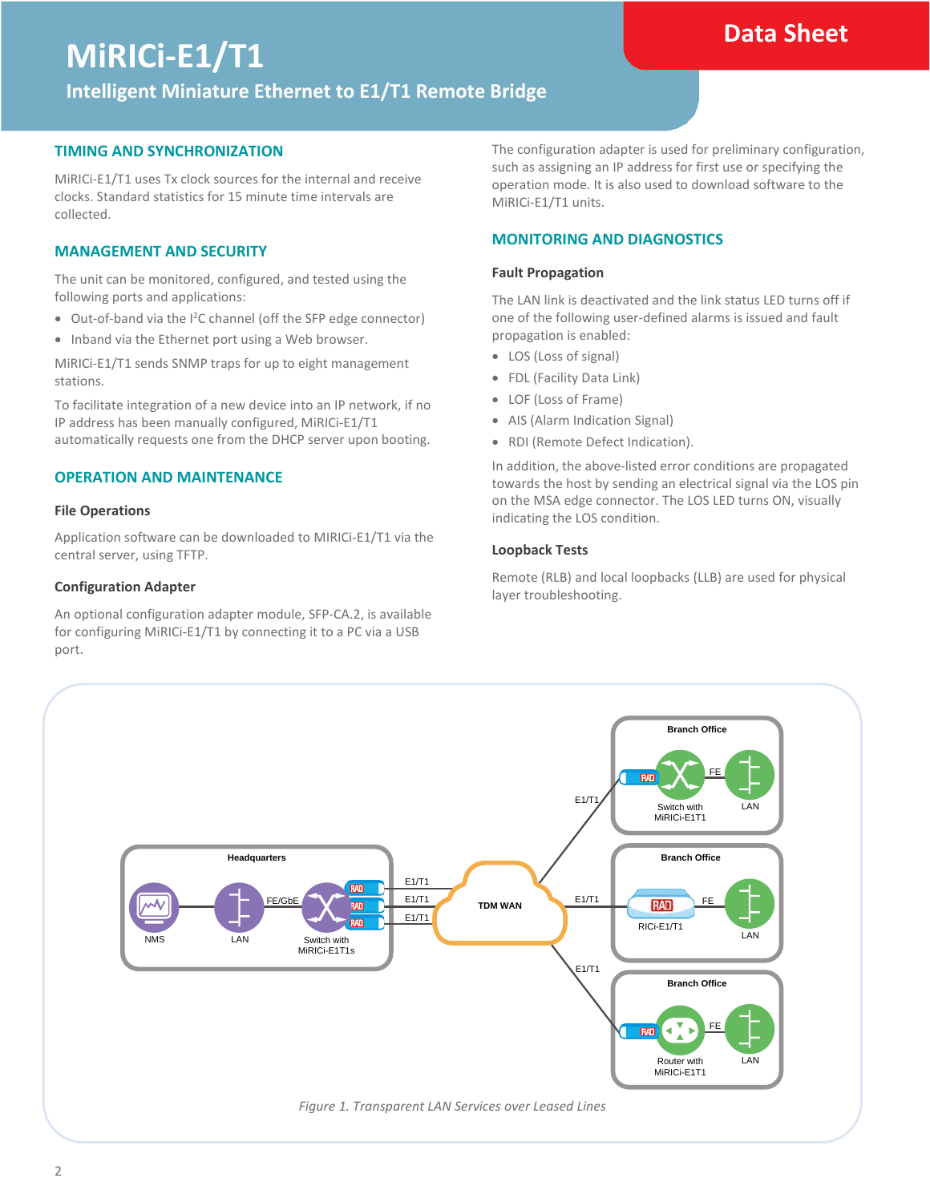# MiRICi-E1/T1

## Intelligent Miniature Ethernet to E1/T1 Remote Bridge

### TIMING AND SYNCHRONIZATION

MiRICi-E1/T1 uses Tx clock sources for the internal and receive clocks. Standard statistics for 15 minute time intervals are collected.

### MANAGEMENT AND SECURITY

The unit can be monitored, configured, and tested using the following ports and applications:

- Out-of-band via the I²C channel (off the SFP edge connector)
- Inband via the Ethernet port using a Web browser.

MiRICi-E1/T1 sends SNMP traps for up to eight management stations.

To facilitate integration of a new device into an IP network, if no IP address has been manually configured, MiRICi-E1/T1 automatically requests one from the DHCP server upon booting.

### OPERATION AND MAINTENANCE

#### File Operations

Application software can be downloaded to MIRICi-E1/T1 via the central server, using TFTP.

#### Configuration Adapter

An optional configuration adapter module, SFP-CA.2, is available for configuring MiRICi-E1/T1 by connecting it to a PC via a USB port.

The configuration adapter is used for preliminary configuration, such as assigning an IP address for first use or specifying the operation mode. It is also used to download software to the MiRICi-E1/T1 units.

### MONITORING AND DIAGNOSTICS

#### Fault Propagation

The LAN link is deactivated and the link status LED turns off if one of the following user-defined alarms is issued and fault propagation is enabled:

- LOS (Loss of signal)
- FDL (Facility Data Link)
- LOF (Loss of Frame)
- AIS (Alarm Indication Signal)
- RDI (Remote Defect Indication).

In addition, the above-listed error conditions are propagated towards the host by sending an electrical signal via the LOS pin on the MSA edge connector. The LOS LED turns ON, visually indicating the LOS condition.

#### Loopback Tests

Remote (RLB) and local loopbacks (LLB) are used for physical layer troubleshooting.

*Figure 1. Transparent LAN Services over Leased Lines*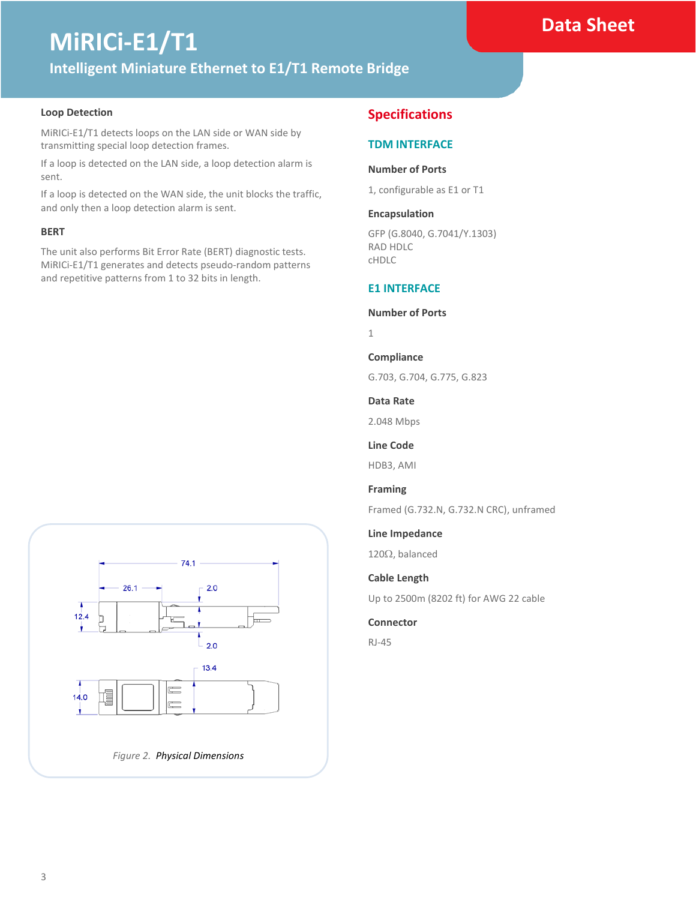### Loop Detection

MiRICi-E1/T1 detects loops on the LAN side or WAN side by transmitting special loop detection frames.

If a loop is detected on the LAN side, a loop detection alarm is sent.

If a loop is detected on the WAN side, the unit blocks the traffic, and only then a loop detection alarm is sent.

### BERT

The unit also performs Bit Error Rate (BERT) diagnostic tests. MiRICi-E1/T1 generates and detects pseudo-random patterns and repetitive patterns from 1 to 32 bits in length.

*Figure 2. Physical Dimensions*

## Specifications

### TDM INTERFACE

**Number of Ports**

1, configurable as E1 or T1

**Encapsulation**

GFP (G.8040, G.7041/Y.1303)
RAD HDLC
cHDLC

### E1 INTERFACE

**Number of Ports**

1

**Compliance**

G.703, G.704, G.775, G.823

**Data Rate**

2.048 Mbps

**Line Code**

HDB3, AMI

**Framing**

Framed (G.732.N, G.732.N CRC), unframed

**Line Impedance**

120Ω, balanced

**Cable Length**

Up to 2500m (8202 ft) for AWG 22 cable

**Connector**

RJ-45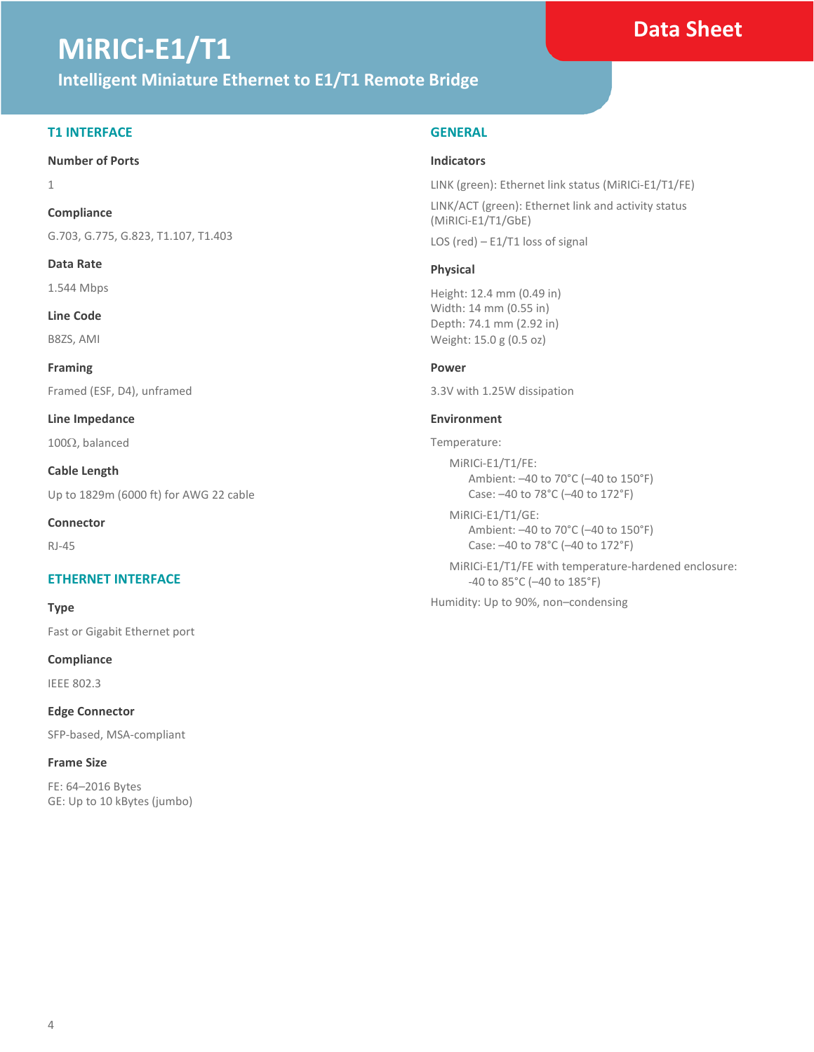# MiRICi-E1/T1

## Intelligent Miniature Ethernet to E1/T1 Remote Bridge

Data Sheet

## T1 INTERFACE

### Number of Ports

1

### Compliance

G.703, G.775, G.823, T1.107, T1.403

### Data Rate

1.544 Mbps

### Line Code

B8ZS, AMI

### Framing

Framed (ESF, D4), unframed

### Line Impedance

100Ω, balanced

### Cable Length

Up to 1829m (6000 ft) for AWG 22 cable

### Connector

RJ-45

## ETHERNET INTERFACE

### Type

Fast or Gigabit Ethernet port

### Compliance

IEEE 802.3

### Edge Connector

SFP-based, MSA-compliant

### Frame Size

FE: 64–2016 Bytes
GE: Up to 10 kBytes (jumbo)

## GENERAL

### Indicators

LINK (green): Ethernet link status (MiRICi-E1/T1/FE)

LINK/ACT (green): Ethernet link and activity status (MiRICi-E1/T1/GbE)

LOS (red) – E1/T1 loss of signal

### Physical

Height: 12.4 mm (0.49 in)
Width: 14 mm (0.55 in)
Depth: 74.1 mm (2.92 in)
Weight: 15.0 g (0.5 oz)

### Power

3.3V with 1.25W dissipation

### Environment

Temperature:

MiRICi-E1/T1/FE:
- Ambient: –40 to 70°C (–40 to 150°F)
- Case: –40 to 78°C (–40 to 172°F)

MiRICi-E1/T1/GE:
- Ambient: –40 to 70°C (–40 to 150°F)
- Case: –40 to 78°C (–40 to 172°F)

MiRICi-E1/T1/FE with temperature-hardened enclosure:
- -40 to 85°C (–40 to 185°F)

Humidity: Up to 90%, non–condensing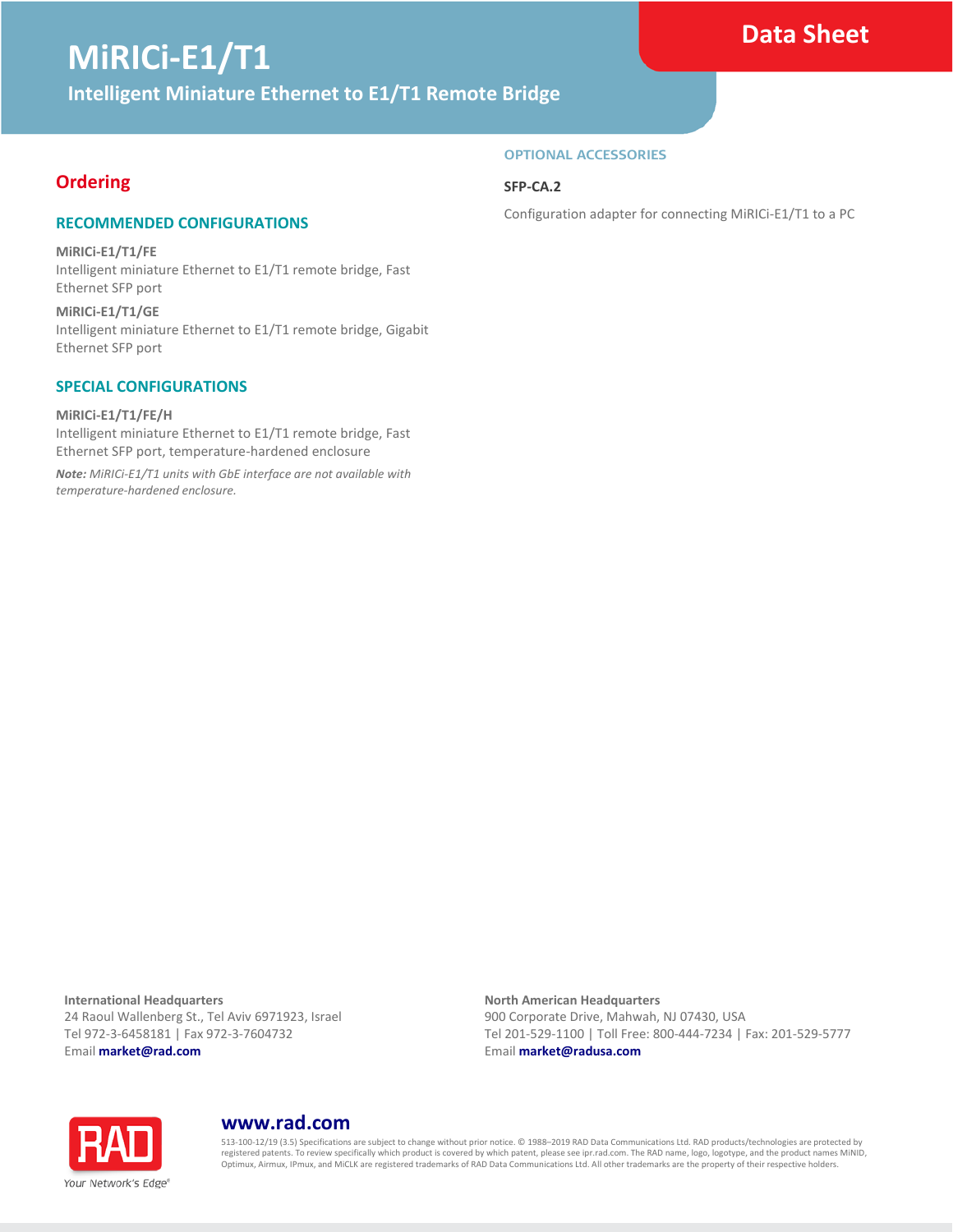# MiRICi-E1/T1

**Intelligent Miniature Ethernet to E1/T1 Remote Bridge**

Data Sheet

## Ordering

### RECOMMENDED CONFIGURATIONS

**MiRICi-E1/T1/FE**
Intelligent miniature Ethernet to E1/T1 remote bridge, Fast Ethernet SFP port

**MiRICi-E1/T1/GE**
Intelligent miniature Ethernet to E1/T1 remote bridge, Gigabit Ethernet SFP port

### SPECIAL CONFIGURATIONS

**MiRICi-E1/T1/FE/H**
Intelligent miniature Ethernet to E1/T1 remote bridge, Fast Ethernet SFP port, temperature-hardened enclosure

***Note:*** *MiRICi-E1/T1 units with GbE interface are not available with temperature-hardened enclosure.*

### OPTIONAL ACCESSORIES

**SFP-CA.2**

Configuration adapter for connecting MiRICi-E1/T1 to a PC

**International Headquarters**
24 Raoul Wallenberg St., Tel Aviv 6971923, Israel
Tel 972-3-6458181 | Fax 972-3-7604732
Email **market@rad.com**

**North American Headquarters**
900 Corporate Drive, Mahwah, NJ 07430, USA
Tel 201-529-1100 | Toll Free: 800-444-7234 | Fax: 201-529-5777
Email **market@radusa.com**

RAD
Your Network's Edge®

**www.rad.com**

513-100-12/19 (3.5) Specifications are subject to change without prior notice. © 1988–2019 RAD Data Communications Ltd. RAD products/technologies are protected by registered patents. To review specifically which product is covered by which patent, please see ipr.rad.com. The RAD name, logo, logotype, and the product names MiNID, Optimux, Airmux, IPmux, and MiCLK are registered trademarks of RAD Data Communications Ltd. All other trademarks are the property of their respective holders.